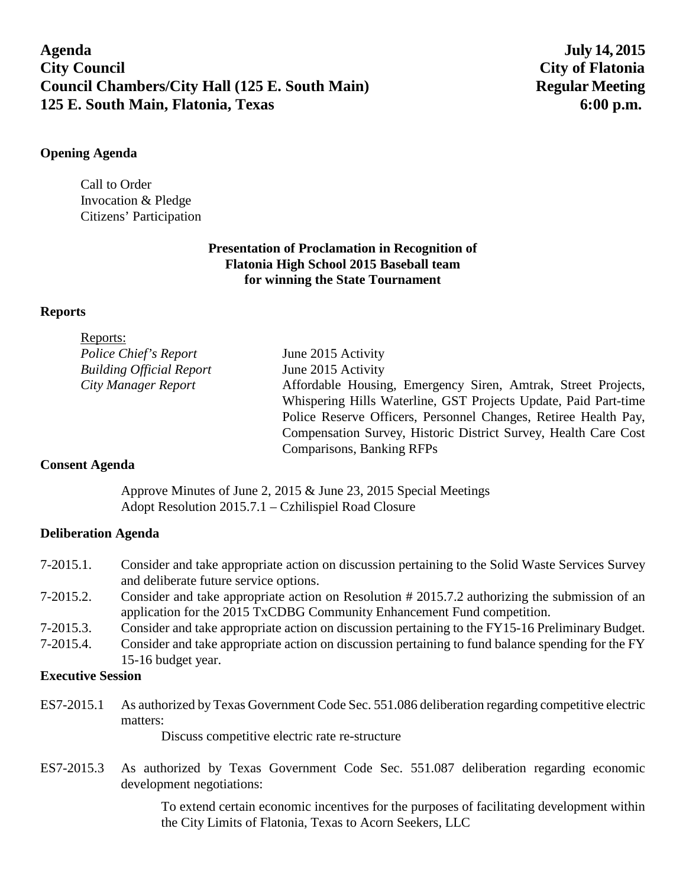**Agenda** **July 14, 2015**
**City Council** **City of Flatonia**
**Council Chambers/City Hall (125 E. South Main)** **Regular Meeting**
**125 E. South Main, Flatonia, Texas** **6:00 p.m.**

**Opening Agenda**

Call to Order
Invocation & Pledge
Citizens' Participation

**Presentation of Proclamation in Recognition of**
**Flatonia High School 2015 Baseball team**
**for winning the State Tournament**

**Reports**

Reports:

| | |
|---|---|
| *Police Chief's Report* | June 2015 Activity |
| *Building Official Report* | June 2015 Activity |
| *City Manager Report* | Affordable Housing, Emergency Siren, Amtrak, Street Projects, Whispering Hills Waterline, GST Projects Update, Paid Part-time Police Reserve Officers, Personnel Changes, Retiree Health Pay, Compensation Survey, Historic District Survey, Health Care Cost Comparisons, Banking RFPs |

**Consent Agenda**

Approve Minutes of June 2, 2015 & June 23, 2015 Special Meetings
Adopt Resolution 2015.7.1 – Czhilispiel Road Closure

**Deliberation Agenda**

7-2015.1. Consider and take appropriate action on discussion pertaining to the Solid Waste Services Survey and deliberate future service options.

7-2015.2. Consider and take appropriate action on Resolution # 2015.7.2 authorizing the submission of an application for the 2015 TxCDBG Community Enhancement Fund competition.

7-2015.3. Consider and take appropriate action on discussion pertaining to the FY15-16 Preliminary Budget.

7-2015.4. Consider and take appropriate action on discussion pertaining to fund balance spending for the FY 15-16 budget year.

**Executive Session**

ES7-2015.1 As authorized by Texas Government Code Sec. 551.086 deliberation regarding competitive electric matters:

Discuss competitive electric rate re-structure

ES7-2015.3 As authorized by Texas Government Code Sec. 551.087 deliberation regarding economic development negotiations:

To extend certain economic incentives for the purposes of facilitating development within the City Limits of Flatonia, Texas to Acorn Seekers, LLC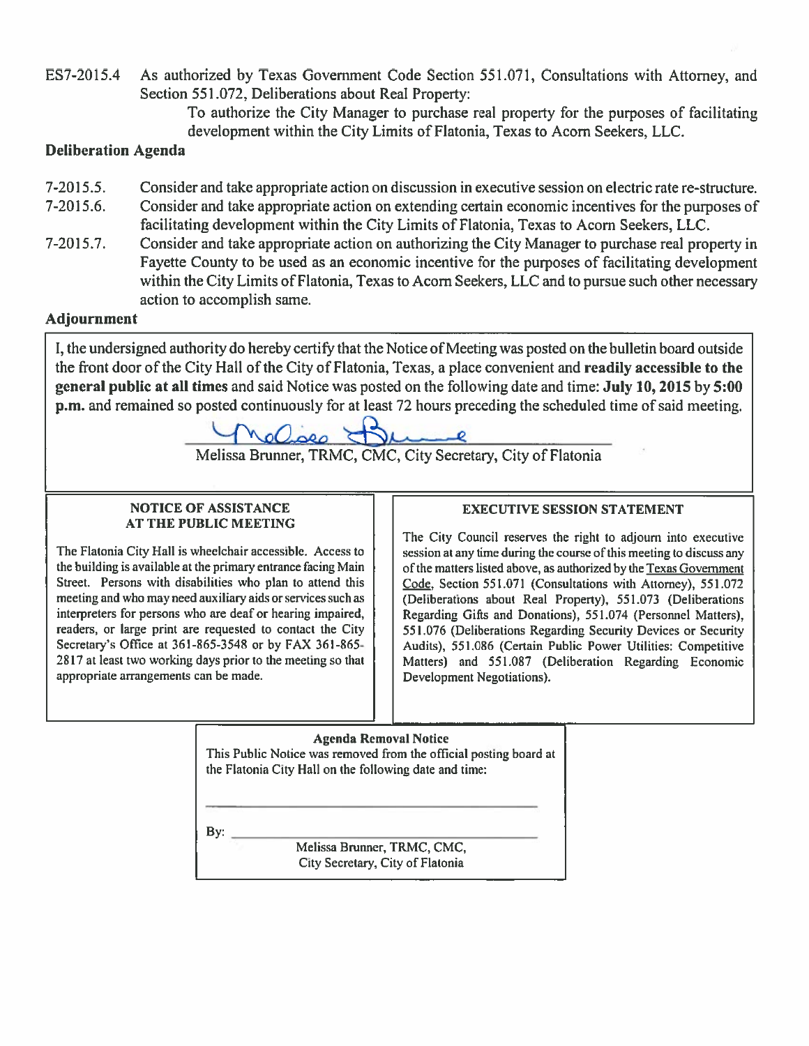ES7-2015.4 As authorized by Texas Government Code Section 551.071, Consultations with Attorney, and Section 551.072, Deliberations about Real Property:

To authorize the City Manager to purchase real property for the purposes of facilitating development within the City Limits of Flatonia, Texas to Acorn Seekers, LLC.

**Deliberation Agenda**

7-2015.5. Consider and take appropriate action on discussion in executive session on electric rate re-structure.

7-2015.6. Consider and take appropriate action on extending certain economic incentives for the purposes of facilitating development within the City Limits of Flatonia, Texas to Acorn Seekers, LLC.

7-2015.7. Consider and take appropriate action on authorizing the City Manager to purchase real property in Fayette County to be used as an economic incentive for the purposes of facilitating development within the City Limits of Flatonia, Texas to Acorn Seekers, LLC and to pursue such other necessary action to accomplish same.

**Adjournment**

I, the undersigned authority do hereby certify that the Notice of Meeting was posted on the bulletin board outside the front door of the City Hall of the City of Flatonia, Texas, a place convenient and **readily accessible to the general public at all times** and said Notice was posted on the following date and time: **July 10, 2015** by **5:00 p.m.** and remained so posted continuously for at least 72 hours preceding the scheduled time of said meeting.

Melissa Brunner, TRMC, CMC, City Secretary, City of Flatonia

**NOTICE OF ASSISTANCE AT THE PUBLIC MEETING**

The Flatonia City Hall is wheelchair accessible. Access to the building is available at the primary entrance facing Main Street. Persons with disabilities who plan to attend this meeting and who may need auxiliary aids or services such as interpreters for persons who are deaf or hearing impaired, readers, or large print are requested to contact the City Secretary's Office at 361-865-3548 or by FAX 361-865-2817 at least two working days prior to the meeting so that appropriate arrangements can be made.

**EXECUTIVE SESSION STATEMENT**

The City Council reserves the right to adjourn into executive session at any time during the course of this meeting to discuss any of the matters listed above, as authorized by the Texas Government Code, Section 551.071 (Consultations with Attorney), 551.072 (Deliberations about Real Property), 551.073 (Deliberations Regarding Gifts and Donations), 551.074 (Personnel Matters), 551.076 (Deliberations Regarding Security Devices or Security Audits), 551.086 (Certain Public Power Utilities: Competitive Matters) and 551.087 (Deliberation Regarding Economic Development Negotiations).

**Agenda Removal Notice**

This Public Notice was removed from the official posting board at the Flatonia City Hall on the following date and time:

\_\_\_\_\_\_\_\_\_\_\_\_\_\_\_\_\_\_\_\_\_\_\_\_\_\_\_\_\_\_\_\_

By: \_\_\_\_\_\_\_\_\_\_\_\_\_\_\_\_\_\_\_\_\_\_\_\_\_\_\_\_\_\_\_\_

Melissa Brunner, TRMC, CMC,
City Secretary, City of Flatonia